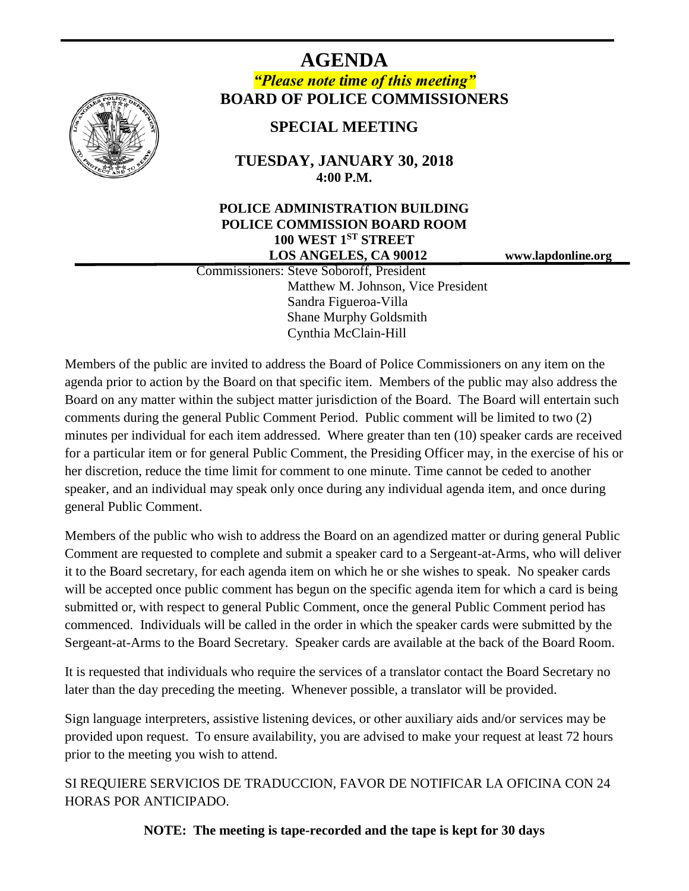# AGENDA

***"Please note time of this meeting"***

**BOARD OF POLICE COMMISSIONERS**

## SPECIAL MEETING

**TUESDAY, JANUARY 30, 2018**
**4:00 P.M.**

**POLICE ADMINISTRATION BUILDING**
**POLICE COMMISSION BOARD ROOM**
**100 WEST 1ST STREET**
**LOS ANGELES, CA 90012**

**www.lapdonline.org**

Commissioners: Steve Soboroff, President
Matthew M. Johnson, Vice President
Sandra Figueroa-Villa
Shane Murphy Goldsmith
Cynthia McClain-Hill

Members of the public are invited to address the Board of Police Commissioners on any item on the agenda prior to action by the Board on that specific item. Members of the public may also address the Board on any matter within the subject matter jurisdiction of the Board. The Board will entertain such comments during the general Public Comment Period. Public comment will be limited to two (2) minutes per individual for each item addressed. Where greater than ten (10) speaker cards are received for a particular item or for general Public Comment, the Presiding Officer may, in the exercise of his or her discretion, reduce the time limit for comment to one minute. Time cannot be ceded to another speaker, and an individual may speak only once during any individual agenda item, and once during general Public Comment.

Members of the public who wish to address the Board on an agendized matter or during general Public Comment are requested to complete and submit a speaker card to a Sergeant-at-Arms, who will deliver it to the Board secretary, for each agenda item on which he or she wishes to speak. No speaker cards will be accepted once public comment has begun on the specific agenda item for which a card is being submitted or, with respect to general Public Comment, once the general Public Comment period has commenced. Individuals will be called in the order in which the speaker cards were submitted by the Sergeant-at-Arms to the Board Secretary. Speaker cards are available at the back of the Board Room.

It is requested that individuals who require the services of a translator contact the Board Secretary no later than the day preceding the meeting. Whenever possible, a translator will be provided.

Sign language interpreters, assistive listening devices, or other auxiliary aids and/or services may be provided upon request. To ensure availability, you are advised to make your request at least 72 hours prior to the meeting you wish to attend.

SI REQUIERE SERVICIOS DE TRADUCCION, FAVOR DE NOTIFICAR LA OFICINA CON 24 HORAS POR ANTICIPADO.

**NOTE: The meeting is tape-recorded and the tape is kept for 30 days**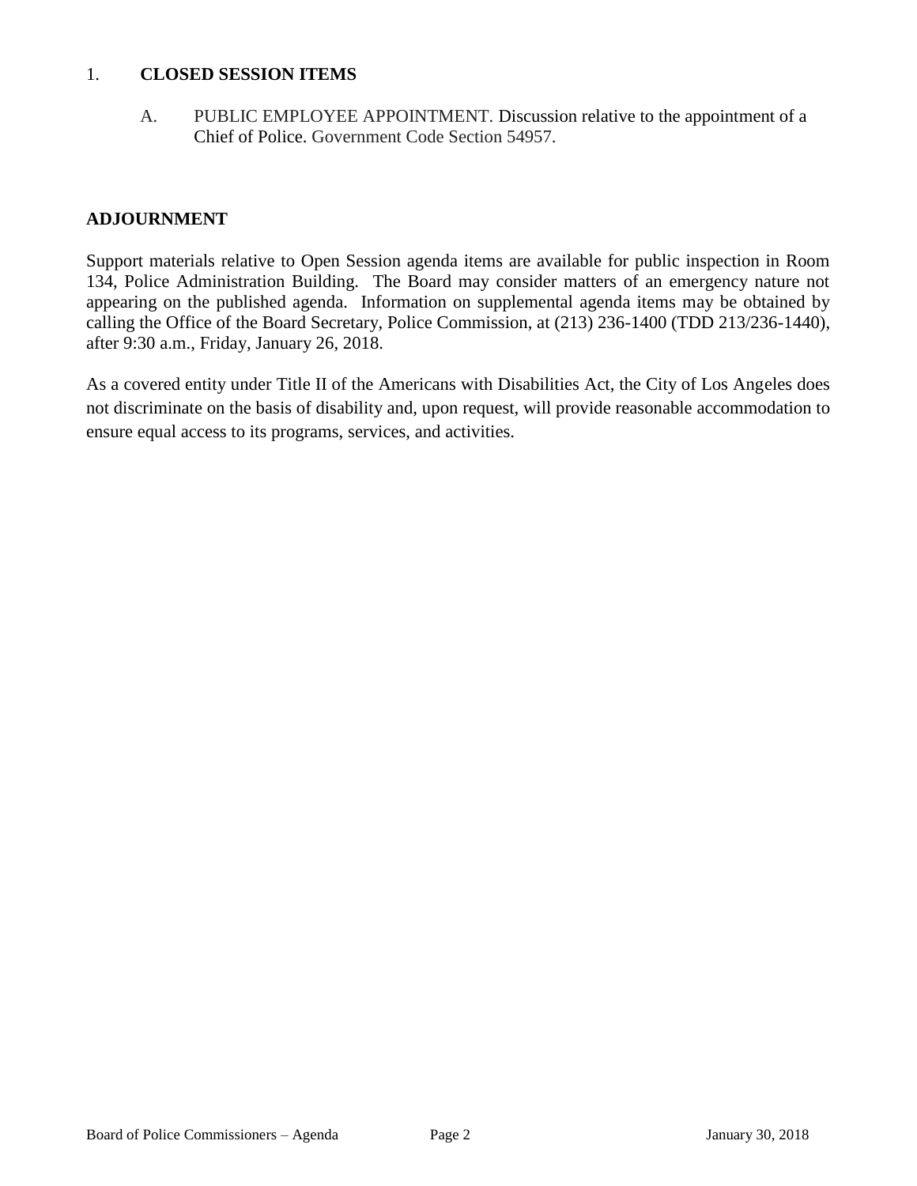1. **CLOSED SESSION ITEMS**

   A. PUBLIC EMPLOYEE APPOINTMENT. Discussion relative to the appointment of a Chief of Police. Government Code Section 54957.

**ADJOURNMENT**

Support materials relative to Open Session agenda items are available for public inspection in Room 134, Police Administration Building. The Board may consider matters of an emergency nature not appearing on the published agenda. Information on supplemental agenda items may be obtained by calling the Office of the Board Secretary, Police Commission, at (213) 236-1400 (TDD 213/236-1440), after 9:30 a.m., Friday, January 26, 2018.

As a covered entity under Title II of the Americans with Disabilities Act, the City of Los Angeles does not discriminate on the basis of disability and, upon request, will provide reasonable accommodation to ensure equal access to its programs, services, and activities.